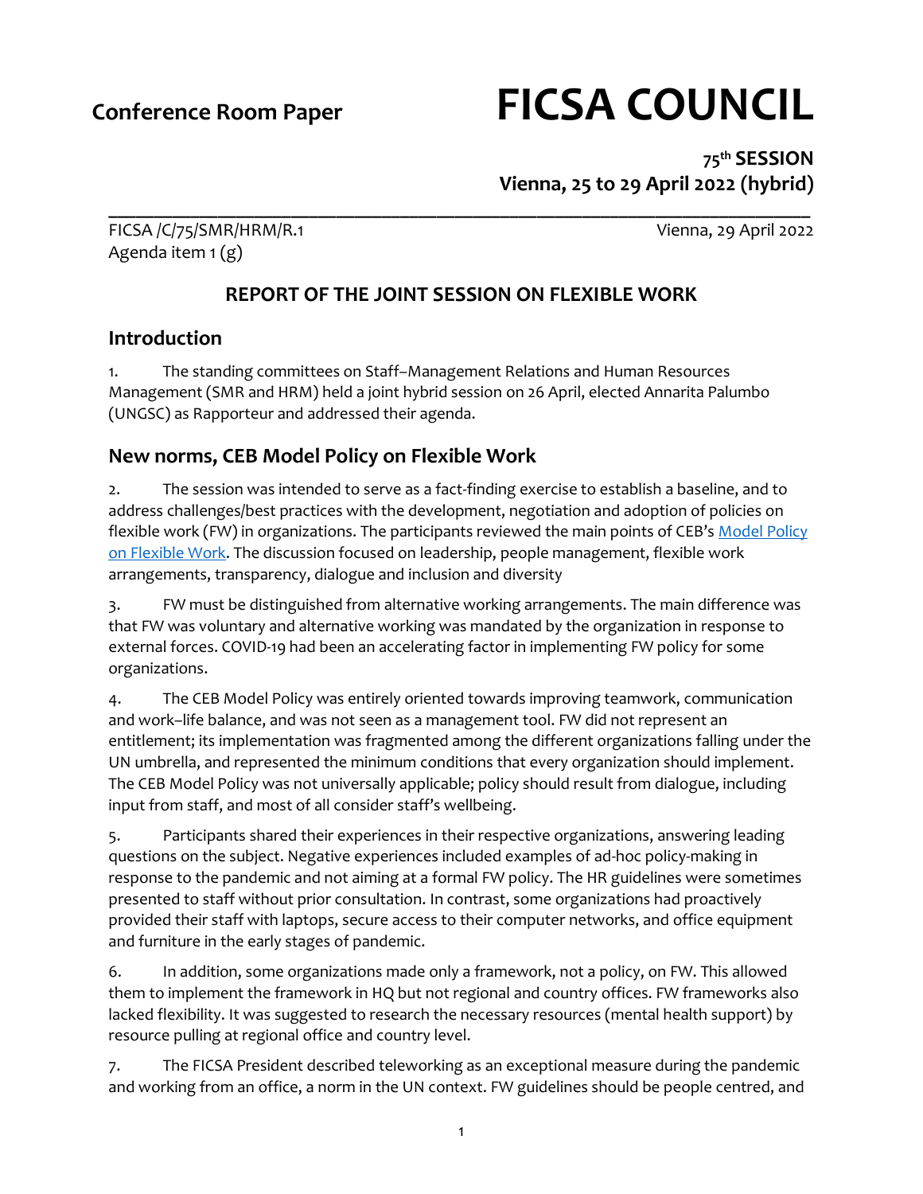Conference Room Paper

# FICSA COUNCIL

**75th SESSION**
**Vienna, 25 to 29 April 2022 (hybrid)**

FICSA /C/75/SMR/HRM/R.1
Agenda item 1 (g)

Vienna, 29 April 2022

## REPORT OF THE JOINT SESSION ON FLEXIBLE WORK

## Introduction

1. The standing committees on Staff–Management Relations and Human Resources Management (SMR and HRM) held a joint hybrid session on 26 April, elected Annarita Palumbo (UNGSC) as Rapporteur and addressed their agenda.

## New norms, CEB Model Policy on Flexible Work

2. The session was intended to serve as a fact-finding exercise to establish a baseline, and to address challenges/best practices with the development, negotiation and adoption of policies on flexible work (FW) in organizations. The participants reviewed the main points of CEB's Model Policy on Flexible Work. The discussion focused on leadership, people management, flexible work arrangements, transparency, dialogue and inclusion and diversity

3. FW must be distinguished from alternative working arrangements. The main difference was that FW was voluntary and alternative working was mandated by the organization in response to external forces. COVID-19 had been an accelerating factor in implementing FW policy for some organizations.

4. The CEB Model Policy was entirely oriented towards improving teamwork, communication and work–life balance, and was not seen as a management tool. FW did not represent an entitlement; its implementation was fragmented among the different organizations falling under the UN umbrella, and represented the minimum conditions that every organization should implement. The CEB Model Policy was not universally applicable; policy should result from dialogue, including input from staff, and most of all consider staff's wellbeing.

5. Participants shared their experiences in their respective organizations, answering leading questions on the subject. Negative experiences included examples of ad-hoc policy-making in response to the pandemic and not aiming at a formal FW policy. The HR guidelines were sometimes presented to staff without prior consultation. In contrast, some organizations had proactively provided their staff with laptops, secure access to their computer networks, and office equipment and furniture in the early stages of pandemic.

6. In addition, some organizations made only a framework, not a policy, on FW. This allowed them to implement the framework in HQ but not regional and country offices. FW frameworks also lacked flexibility. It was suggested to research the necessary resources (mental health support) by resource pulling at regional office and country level.

7. The FICSA President described teleworking as an exceptional measure during the pandemic and working from an office, a norm in the UN context. FW guidelines should be people centred, and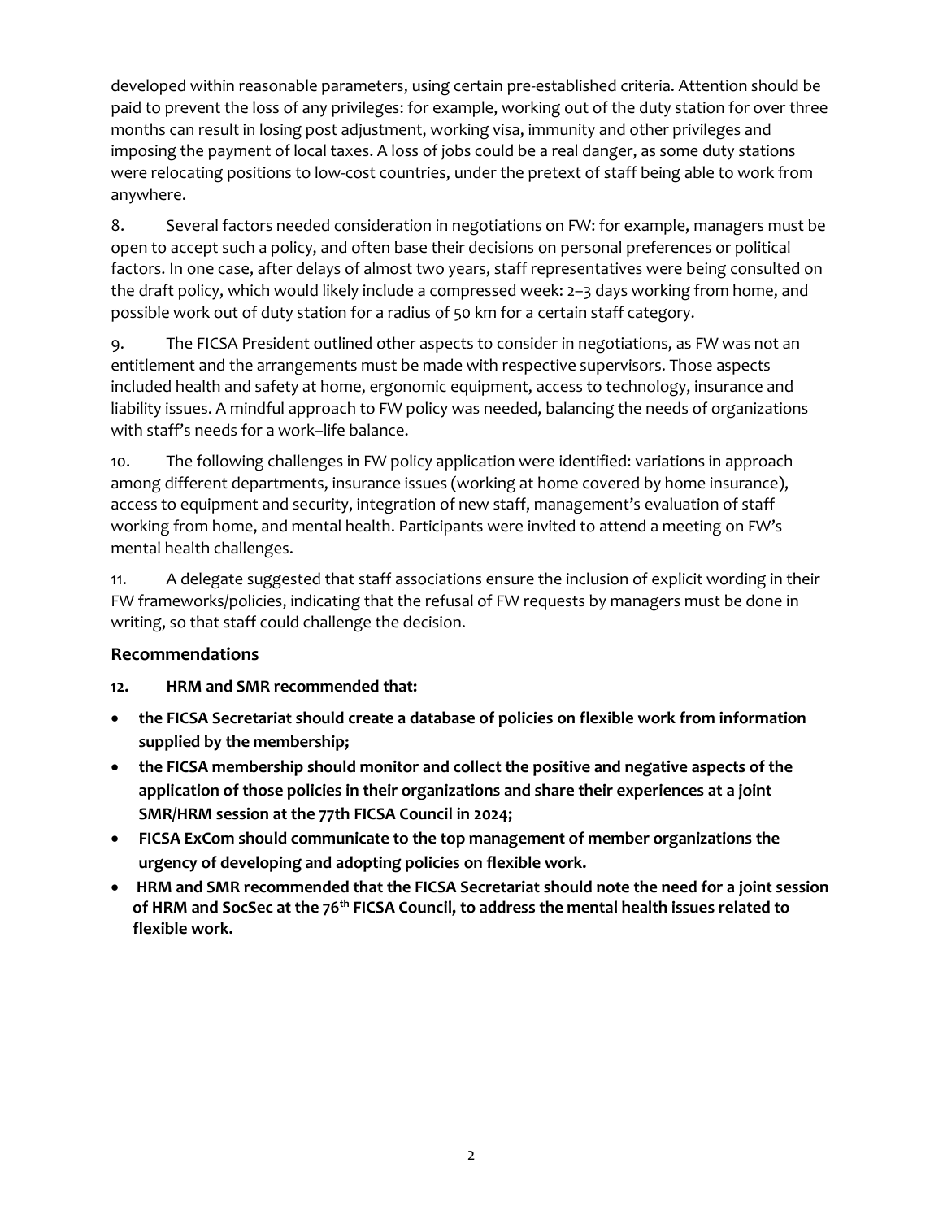developed within reasonable parameters, using certain pre-established criteria. Attention should be paid to prevent the loss of any privileges: for example, working out of the duty station for over three months can result in losing post adjustment, working visa, immunity and other privileges and imposing the payment of local taxes. A loss of jobs could be a real danger, as some duty stations were relocating positions to low-cost countries, under the pretext of staff being able to work from anywhere.

8. Several factors needed consideration in negotiations on FW: for example, managers must be open to accept such a policy, and often base their decisions on personal preferences or political factors. In one case, after delays of almost two years, staff representatives were being consulted on the draft policy, which would likely include a compressed week: 2–3 days working from home, and possible work out of duty station for a radius of 50 km for a certain staff category.

9. The FICSA President outlined other aspects to consider in negotiations, as FW was not an entitlement and the arrangements must be made with respective supervisors. Those aspects included health and safety at home, ergonomic equipment, access to technology, insurance and liability issues. A mindful approach to FW policy was needed, balancing the needs of organizations with staff's needs for a work–life balance.

10. The following challenges in FW policy application were identified: variations in approach among different departments, insurance issues (working at home covered by home insurance), access to equipment and security, integration of new staff, management's evaluation of staff working from home, and mental health. Participants were invited to attend a meeting on FW's mental health challenges.

11. A delegate suggested that staff associations ensure the inclusion of explicit wording in their FW frameworks/policies, indicating that the refusal of FW requests by managers must be done in writing, so that staff could challenge the decision.

### Recommendations

**12. HRM and SMR recommended that:**

- **the FICSA Secretariat should create a database of policies on flexible work from information supplied by the membership;**
- **the FICSA membership should monitor and collect the positive and negative aspects of the application of those policies in their organizations and share their experiences at a joint SMR/HRM session at the 77th FICSA Council in 2024;**
- **FICSA ExCom should communicate to the top management of member organizations the urgency of developing and adopting policies on flexible work.**
- **HRM and SMR recommended that the FICSA Secretariat should note the need for a joint session of HRM and SocSec at the 76th FICSA Council, to address the mental health issues related to flexible work.**